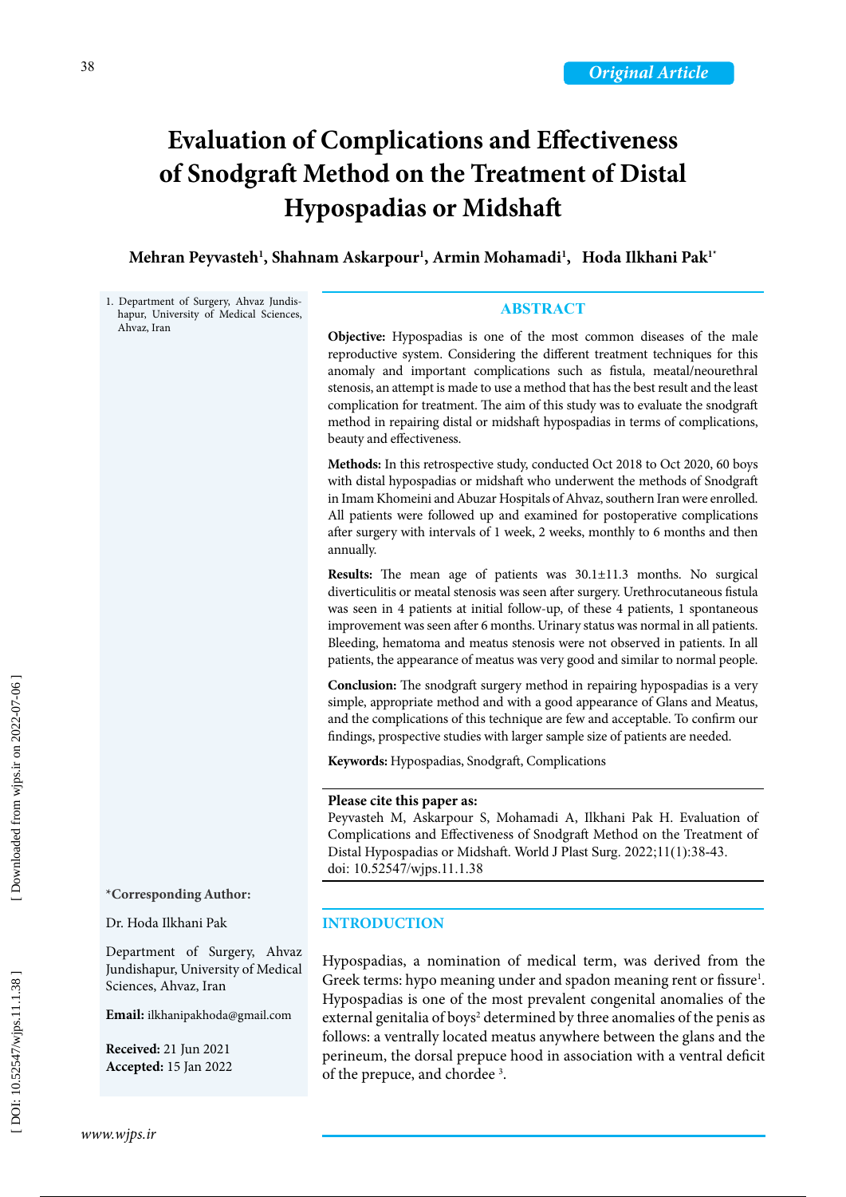Original Article

# Evaluation of Complications and Effectiveness of Snodgraft Method on the Treatment of Distal Hypospadias or Midshaft

**Mehran Peyvasteh[1], Shahnam Askarpour[1], Armin Mohamadi[1], Hoda Ilkhani Pak[1*]**

1. Department of Surgery, Ahvaz Jundishapur, University of Medical Sciences, Ahvaz, Iran

## ABSTRACT

**Objective:** Hypospadias is one of the most common diseases of the male reproductive system. Considering the different treatment techniques for this anomaly and important complications such as fistula, meatal/neourethral stenosis, an attempt is made to use a method that has the best result and the least complication for treatment. The aim of this study was to evaluate the snodgraft method in repairing distal or midshaft hypospadias in terms of complications, beauty and effectiveness.

**Methods:** In this retrospective study, conducted Oct 2018 to Oct 2020, 60 boys with distal hypospadias or midshaft who underwent the methods of Snodgraft in Imam Khomeini and Abuzar Hospitals of Ahvaz, southern Iran were enrolled. All patients were followed up and examined for postoperative complications after surgery with intervals of 1 week, 2 weeks, monthly to 6 months and then annually.

**Results:** The mean age of patients was 30.1±11.3 months. No surgical diverticulitis or meatal stenosis was seen after surgery. Urethrocutaneous fistula was seen in 4 patients at initial follow-up, of these 4 patients, 1 spontaneous improvement was seen after 6 months. Urinary status was normal in all patients. Bleeding, hematoma and meatus stenosis were not observed in patients. In all patients, the appearance of meatus was very good and similar to normal people.

**Conclusion:** The snodgraft surgery method in repairing hypospadias is a very simple, appropriate method and with a good appearance of Glans and Meatus, and the complications of this technique are few and acceptable. To confirm our findings, prospective studies with larger sample size of patients are needed.

**Keywords:** Hypospadias, Snodgraft, Complications

**Please cite this paper as:**
Peyvasteh M, Askarpour S, Mohamadi A, Ilkhani Pak H. Evaluation of Complications and Effectiveness of Snodgraft Method on the Treatment of Distal Hypospadias or Midshaft. World J Plast Surg. 2022;11(1):38-43.
doi: 10.52547/wjps.11.1.38

**\*Corresponding Author:**

Dr. Hoda Ilkhani Pak

Department of Surgery, Ahvaz Jundishapur, University of Medical Sciences, Ahvaz, Iran

**Email:** ilkhanipakhoda@gmail.com

**Received:** 21 Jun 2021
**Accepted:** 15 Jan 2022

## INTRODUCTION

Hypospadias, a nomination of medical term, was derived from the Greek terms: hypo meaning under and spadon meaning rent or fissure[1]. Hypospadias is one of the most prevalent congenital anomalies of the external genitalia of boys[2] determined by three anomalies of the penis as follows: a ventrally located meatus anywhere between the glans and the perineum, the dorsal prepuce hood in association with a ventral deficit of the prepuce, and chordee [3].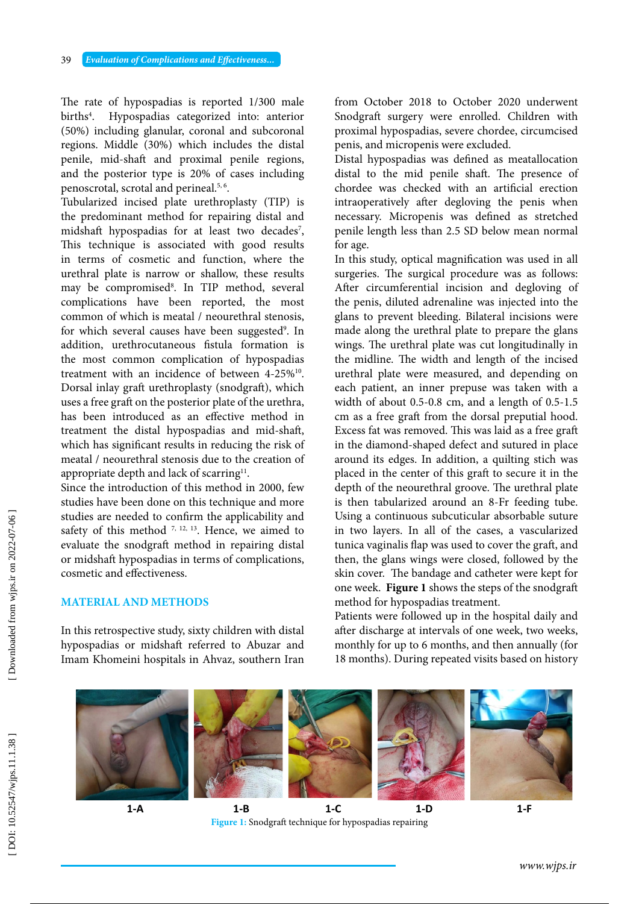The rate of hypospadias is reported 1/300 male births[4]. Hypospadias categorized into: anterior (50%) including glanular, coronal and subcoronal regions. Middle (30%) which includes the distal penile, mid-shaft and proximal penile regions, and the posterior type is 20% of cases including penoscrotal, scrotal and perineal.[5, 6].

Tubularized incised plate urethroplasty (TIP) is the predominant method for repairing distal and midshaft hypospadias for at least two decades[7], This technique is associated with good results in terms of cosmetic and function, where the urethral plate is narrow or shallow, these results may be compromised[8]. In TIP method, several complications have been reported, the most common of which is meatal / neourethral stenosis, for which several causes have been suggested[9]. In addition, urethrocutaneous fistula formation is the most common complication of hypospadias treatment with an incidence of between 4-25%[10]. Dorsal inlay graft urethroplasty (snodgraft), which uses a free graft on the posterior plate of the urethra, has been introduced as an effective method in treatment the distal hypospadias and mid-shaft, which has significant results in reducing the risk of meatal / neourethral stenosis due to the creation of appropriate depth and lack of scarring[11].

Since the introduction of this method in 2000, few studies have been done on this technique and more studies are needed to confirm the applicability and safety of this method [7, 12, 13]. Hence, we aimed to evaluate the snodgraft method in repairing distal or midshaft hypospadias in terms of complications, cosmetic and effectiveness.

## MATERIAL AND METHODS

In this retrospective study, sixty children with distal hypospadias or midshaft referred to Abuzar and Imam Khomeini hospitals in Ahvaz, southern Iran from October 2018 to October 2020 underwent Snodgraft surgery were enrolled. Children with proximal hypospadias, severe chordee, circumcised penis, and micropenis were excluded.

Distal hypospadias was defined as meatallocation distal to the mid penile shaft. The presence of chordee was checked with an artificial erection intraoperatively after degloving the penis when necessary. Micropenis was defined as stretched penile length less than 2.5 SD below mean normal for age.

In this study, optical magnification was used in all surgeries. The surgical procedure was as follows: After circumferential incision and degloving of the penis, diluted adrenaline was injected into the glans to prevent bleeding. Bilateral incisions were made along the urethral plate to prepare the glans wings. The urethral plate was cut longitudinally in the midline. The width and length of the incised urethral plate were measured, and depending on each patient, an inner prepuse was taken with a width of about 0.5-0.8 cm, and a length of 0.5-1.5 cm as a free graft from the dorsal preputial hood. Excess fat was removed. This was laid as a free graft in the diamond-shaped defect and sutured in place around its edges. In addition, a quilting stich was placed in the center of this graft to secure it in the depth of the neourethral groove. The urethral plate is then tabularized around an 8-Fr feeding tube. Using a continuous subcuticular absorbable suture in two layers. In all of the cases, a vascularized tunica vaginalis flap was used to cover the graft, and then, the glans wings were closed, followed by the skin cover. The bandage and catheter were kept for one week. **Figure 1** shows the steps of the snodgraft method for hypospadias treatment.

Patients were followed up in the hospital daily and after discharge at intervals of one week, two weeks, monthly for up to 6 months, and then annually (for 18 months). During repeated visits based on history

1-A 1-B 1-C 1-D 1-F

Figure 1: Snodgraft technique for hypospadias repairing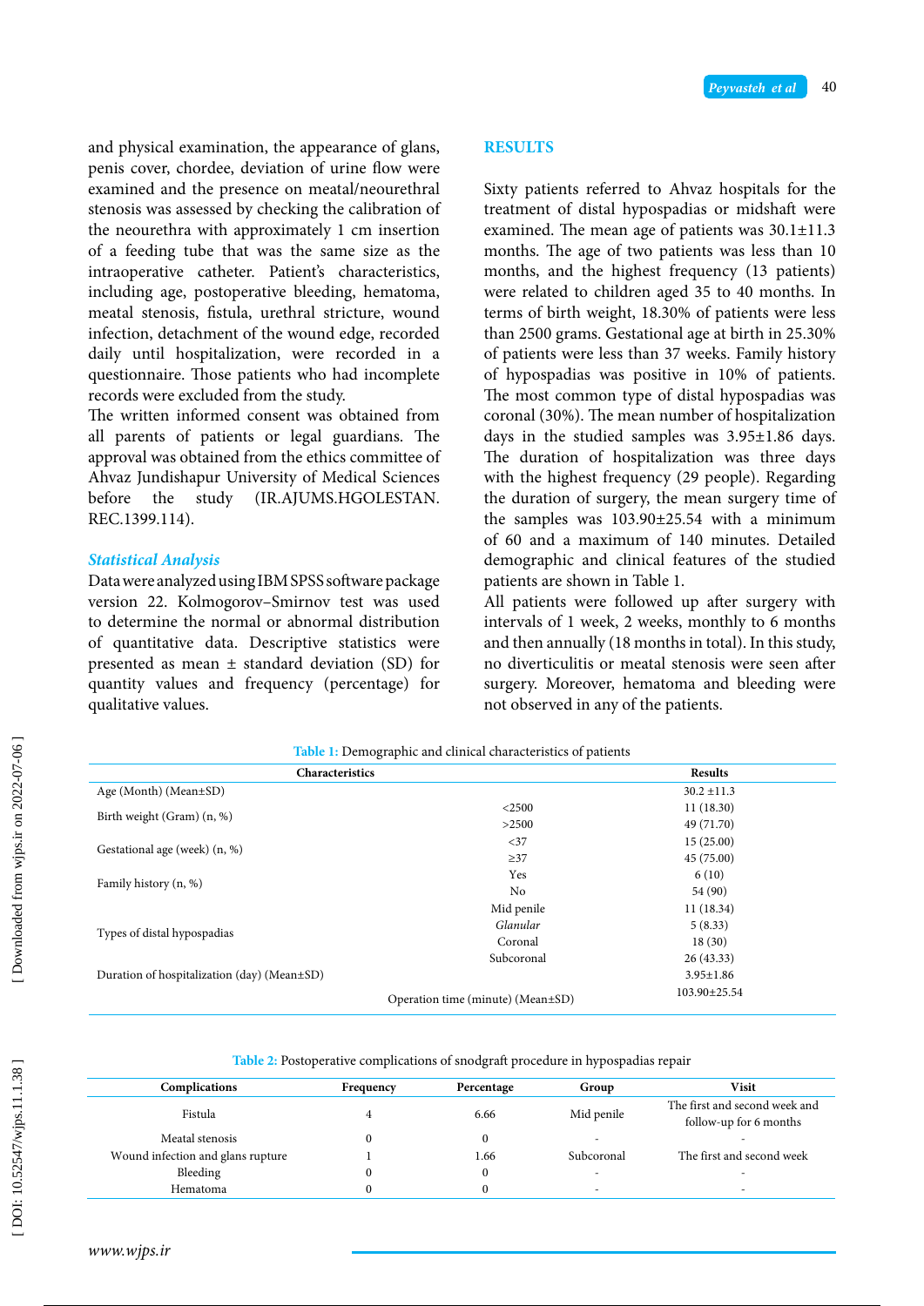and physical examination, the appearance of glans, penis cover, chordee, deviation of urine flow were examined and the presence on meatal/neourethral stenosis was assessed by checking the calibration of the neourethra with approximately 1 cm insertion of a feeding tube that was the same size as the intraoperative catheter. Patient's characteristics, including age, postoperative bleeding, hematoma, meatal stenosis, fistula, urethral stricture, wound infection, detachment of the wound edge, recorded daily until hospitalization, were recorded in a questionnaire. Those patients who had incomplete records were excluded from the study.

The written informed consent was obtained from all parents of patients or legal guardians. The approval was obtained from the ethics committee of Ahvaz Jundishapur University of Medical Sciences before the study (IR.AJUMS.HGOLESTAN. REC.1399.114).

### *Statistical Analysis*

Data were analyzed using IBM SPSS software package version 22. Kolmogorov–Smirnov test was used to determine the normal or abnormal distribution of quantitative data. Descriptive statistics were presented as mean ± standard deviation (SD) for quantity values and frequency (percentage) for qualitative values.

## RESULTS

Sixty patients referred to Ahvaz hospitals for the treatment of distal hypospadias or midshaft were examined. The mean age of patients was 30.1±11.3 months. The age of two patients was less than 10 months, and the highest frequency (13 patients) were related to children aged 35 to 40 months. In terms of birth weight, 18.30% of patients were less than 2500 grams. Gestational age at birth in 25.30% of patients were less than 37 weeks. Family history of hypospadias was positive in 10% of patients. The most common type of distal hypospadias was coronal (30%). The mean number of hospitalization days in the studied samples was 3.95±1.86 days. The duration of hospitalization was three days with the highest frequency (29 people). Regarding the duration of surgery, the mean surgery time of the samples was 103.90±25.54 with a minimum of 60 and a maximum of 140 minutes. Detailed demographic and clinical features of the studied patients are shown in Table 1.

All patients were followed up after surgery with intervals of 1 week, 2 weeks, monthly to 6 months and then annually (18 months in total). In this study, no diverticulitis or meatal stenosis were seen after surgery. Moreover, hematoma and bleeding were not observed in any of the patients.

**Table 1:** Demographic and clinical characteristics of patients

| Characteristics | | Results |
|---|---|---|
| Age (Month) (Mean±SD) | | 30.2 ±11.3 |
| Birth weight (Gram) (n, %) | <2500 | 11 (18.30) |
| | >2500 | 49 (71.70) |
| Gestational age (week) (n, %) | <37 | 15 (25.00) |
| | ≥37 | 45 (75.00) |
| Family history (n, %) | Yes | 6 (10) |
| | No | 54 (90) |
| Types of distal hypospadias | Mid penile | 11 (18.34) |
| | *Glanular* | 5 (8.33) |
| | Coronal | 18 (30) |
| | Subcoronal | 26 (43.33) |
| Duration of hospitalization (day) (Mean±SD) | | 3.95±1.86 |
| Operation time (minute) (Mean±SD) | | 103.90±25.54 |

**Table 2:** Postoperative complications of snodgraft procedure in hypospadias repair

| Complications | Frequency | Percentage | Group | Visit |
|---|---|---|---|---|
| Fistula | 4 | 6.66 | Mid penile | The first and second week and follow-up for 6 months |
| Meatal stenosis | 0 | 0 | - | - |
| Wound infection and glans rupture | 1 | 1.66 | Subcoronal | The first and second week |
| Bleeding | 0 | 0 | - | - |
| Hematoma | 0 | 0 | - | - |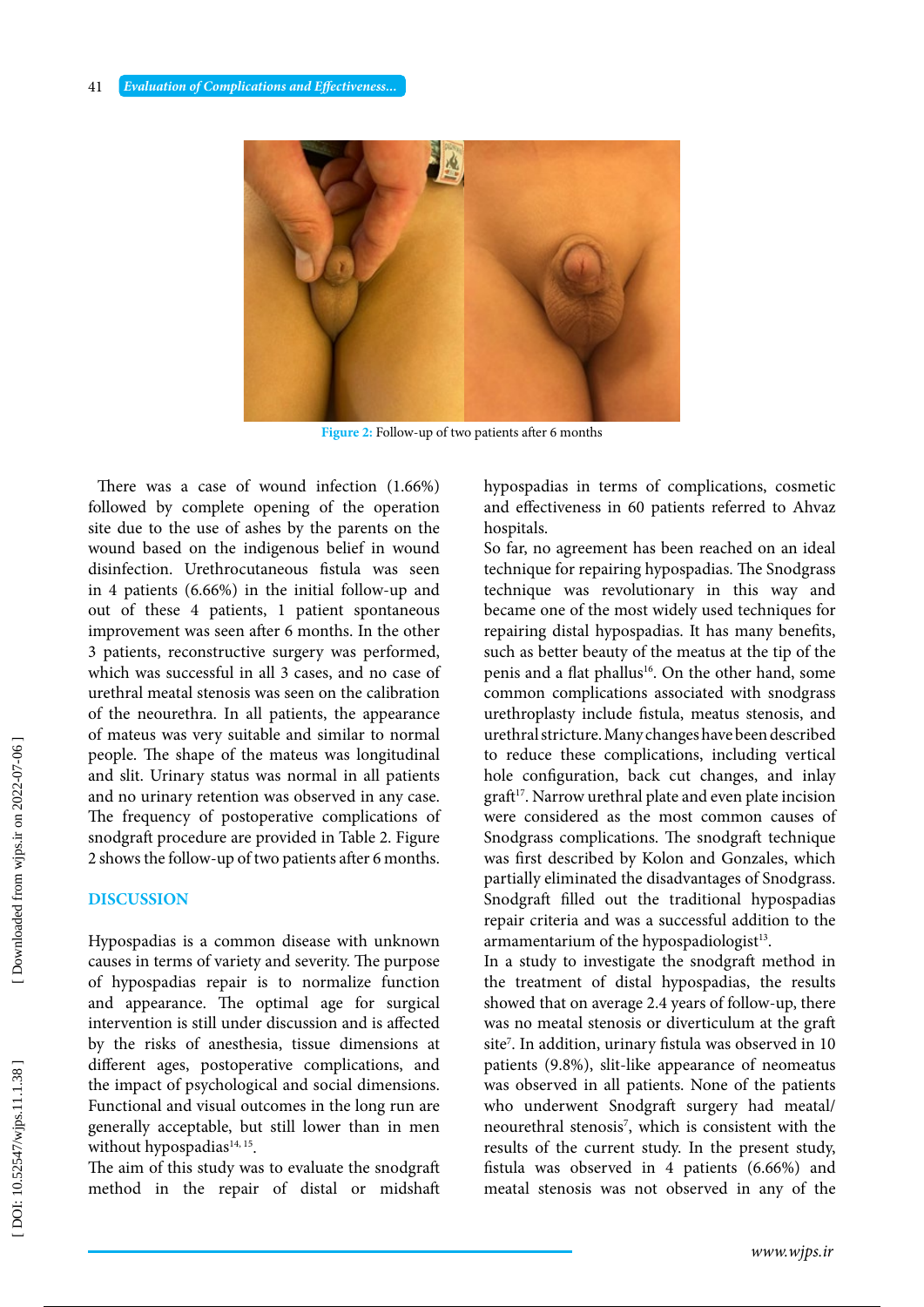Figure 2: Follow-up of two patients after 6 months

There was a case of wound infection (1.66%) followed by complete opening of the operation site due to the use of ashes by the parents on the wound based on the indigenous belief in wound disinfection. Urethrocutaneous fistula was seen in 4 patients (6.66%) in the initial follow-up and out of these 4 patients, 1 patient spontaneous improvement was seen after 6 months. In the other 3 patients, reconstructive surgery was performed, which was successful in all 3 cases, and no case of urethral meatal stenosis was seen on the calibration of the neourethra. In all patients, the appearance of mateus was very suitable and similar to normal people. The shape of the mateus was longitudinal and slit. Urinary status was normal in all patients and no urinary retention was observed in any case. The frequency of postoperative complications of snodgraft procedure are provided in Table 2. Figure 2 shows the follow-up of two patients after 6 months.

## DISCUSSION

Hypospadias is a common disease with unknown causes in terms of variety and severity. The purpose of hypospadias repair is to normalize function and appearance. The optimal age for surgical intervention is still under discussion and is affected by the risks of anesthesia, tissue dimensions at different ages, postoperative complications, and the impact of psychological and social dimensions. Functional and visual outcomes in the long run are generally acceptable, but still lower than in men without hypospadias[14, 15].

The aim of this study was to evaluate the snodgraft method in the repair of distal or midshaft hypospadias in terms of complications, cosmetic and effectiveness in 60 patients referred to Ahvaz hospitals.

So far, no agreement has been reached on an ideal technique for repairing hypospadias. The Snodgrass technique was revolutionary in this way and became one of the most widely used techniques for repairing distal hypospadias. It has many benefits, such as better beauty of the meatus at the tip of the penis and a flat phallus[16]. On the other hand, some common complications associated with snodgrass urethroplasty include fistula, meatus stenosis, and urethral stricture. Many changes have been described to reduce these complications, including vertical hole configuration, back cut changes, and inlay graft[17]. Narrow urethral plate and even plate incision were considered as the most common causes of Snodgrass complications. The snodgraft technique was first described by Kolon and Gonzales, which partially eliminated the disadvantages of Snodgrass. Snodgraft filled out the traditional hypospadias repair criteria and was a successful addition to the armamentarium of the hypospadiologist[13].

In a study to investigate the snodgraft method in the treatment of distal hypospadias, the results showed that on average 2.4 years of follow-up, there was no meatal stenosis or diverticulum at the graft site[7]. In addition, urinary fistula was observed in 10 patients (9.8%), slit-like appearance of neomeatus was observed in all patients. None of the patients who underwent Snodgraft surgery had meatal/neourethral stenosis[7], which is consistent with the results of the current study. In the present study, fistula was observed in 4 patients (6.66%) and meatal stenosis was not observed in any of the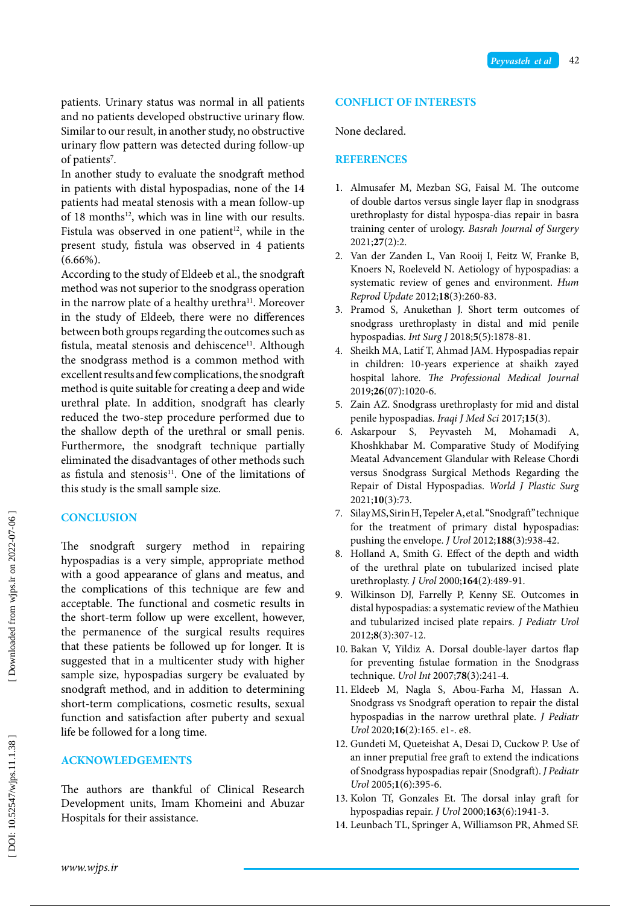patients. Urinary status was normal in all patients and no patients developed obstructive urinary flow. Similar to our result, in another study, no obstructive urinary flow pattern was detected during follow-up of patients[7].

In another study to evaluate the snodgraft method in patients with distal hypospadias, none of the 14 patients had meatal stenosis with a mean follow-up of 18 months[12], which was in line with our results. Fistula was observed in one patient[12], while in the present study, fistula was observed in 4 patients (6.66%).

According to the study of Eldeeb et al., the snodgraft method was not superior to the snodgrass operation in the narrow plate of a healthy urethra[11]. Moreover in the study of Eldeeb, there were no differences between both groups regarding the outcomes such as fistula, meatal stenosis and dehiscence[11]. Although the snodgrass method is a common method with excellent results and few complications, the snodgraft method is quite suitable for creating a deep and wide urethral plate. In addition, snodgraft has clearly reduced the two-step procedure performed due to the shallow depth of the urethral or small penis. Furthermore, the snodgraft technique partially eliminated the disadvantages of other methods such as fistula and stenosis[11]. One of the limitations of this study is the small sample size.

## CONCLUSION

The snodgraft surgery method in repairing hypospadias is a very simple, appropriate method with a good appearance of glans and meatus, and the complications of this technique are few and acceptable. The functional and cosmetic results in the short-term follow up were excellent, however, the permanence of the surgical results requires that these patients be followed up for longer. It is suggested that in a multicenter study with higher sample size, hypospadias surgery be evaluated by snodgraft method, and in addition to determining short-term complications, cosmetic results, sexual function and satisfaction after puberty and sexual life be followed for a long time.

## ACKNOWLEDGEMENTS

The authors are thankful of Clinical Research Development units, Imam Khomeini and Abuzar Hospitals for their assistance.

## CONFLICT OF INTERESTS

None declared.

## REFERENCES

1. Almusafer M, Mezban SG, Faisal M. The outcome of double dartos versus single layer flap in snodgrass urethroplasty for distal hypospa-dias repair in basra training center of urology. *Basrah Journal of Surgery* 2021;**27**(2):2.
2. Van der Zanden L, Van Rooij I, Feitz W, Franke B, Knoers N, Roeleveld N. Aetiology of hypospadias: a systematic review of genes and environment. *Hum Reprod Update* 2012;**18**(3):260-83.
3. Pramod S, Anukethan J. Short term outcomes of snodgrass urethroplasty in distal and mid penile hypospadias. *Int Surg J* 2018;**5**(5):1878-81.
4. Sheikh MA, Latif T, Ahmad JAM. Hypospadias repair in children: 10-years experience at shaikh zayed hospital lahore. *The Professional Medical Journal* 2019;**26**(07):1020-6.
5. Zain AZ. Snodgrass urethroplasty for mid and distal penile hypospadias. *Iraqi J Med Sci* 2017;**15**(3).
6. Askarpour S, Peyvasteh M, Mohamadi A, Khoshkhabar M. Comparative Study of Modifying Meatal Advancement Glandular with Release Chordi versus Snodgrass Surgical Methods Regarding the Repair of Distal Hypospadias. *World J Plastic Surg* 2021;**10**(3):73.
7. Silay MS, Sirin H, Tepeler A, et al. "Snodgraft" technique for the treatment of primary distal hypospadias: pushing the envelope. *J Urol* 2012;**188**(3):938-42.
8. Holland A, Smith G. Effect of the depth and width of the urethral plate on tubularized incised plate urethroplasty. *J Urol* 2000;**164**(2):489-91.
9. Wilkinson DJ, Farrelly P, Kenny SE. Outcomes in distal hypospadias: a systematic review of the Mathieu and tubularized incised plate repairs. *J Pediatr Urol* 2012;**8**(3):307-12.
10. Bakan V, Yildiz A. Dorsal double-layer dartos flap for preventing fistulae formation in the Snodgrass technique. *Urol Int* 2007;**78**(3):241-4.
11. Eldeeb M, Nagla S, Abou-Farha M, Hassan A. Snodgrass vs Snodgraft operation to repair the distal hypospadias in the narrow urethral plate. *J Pediatr Urol* 2020;**16**(2):165. e1-. e8.
12. Gundeti M, Queteishat A, Desai D, Cuckow P. Use of an inner preputial free graft to extend the indications of Snodgrass hypospadias repair (Snodgraft). *J Pediatr Urol* 2005;**1**(6):395-6.
13. Kolon Tf, Gonzales Et. The dorsal inlay graft for hypospadias repair. *J Urol* 2000;**163**(6):1941-3.
14. Leunbach TL, Springer A, Williamson PR, Ahmed SF.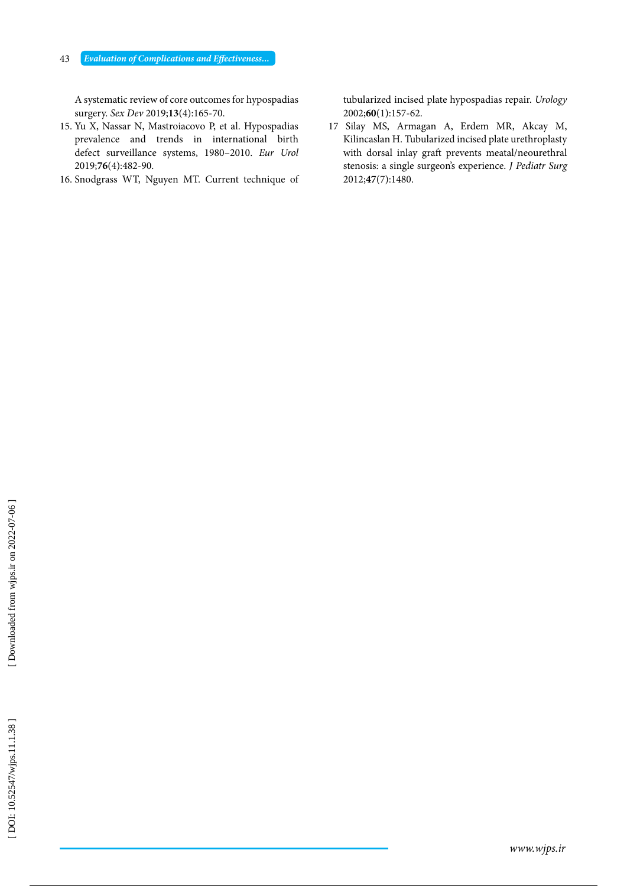A systematic review of core outcomes for hypospadias surgery. *Sex Dev* 2019;**13**(4):165-70.

15. Yu X, Nassar N, Mastroiacovo P, et al. Hypospadias prevalence and trends in international birth defect surveillance systems, 1980–2010. *Eur Urol* 2019;**76**(4):482-90.
16. Snodgrass WT, Nguyen MT. Current technique of tubularized incised plate hypospadias repair. *Urology* 2002;**60**(1):157-62.
17. Silay MS, Armagan A, Erdem MR, Akcay M, Kilincaslan H. Tubularized incised plate urethroplasty with dorsal inlay graft prevents meatal/neourethral stenosis: a single surgeon's experience. *J Pediatr Surg* 2012;**47**(7):1480.